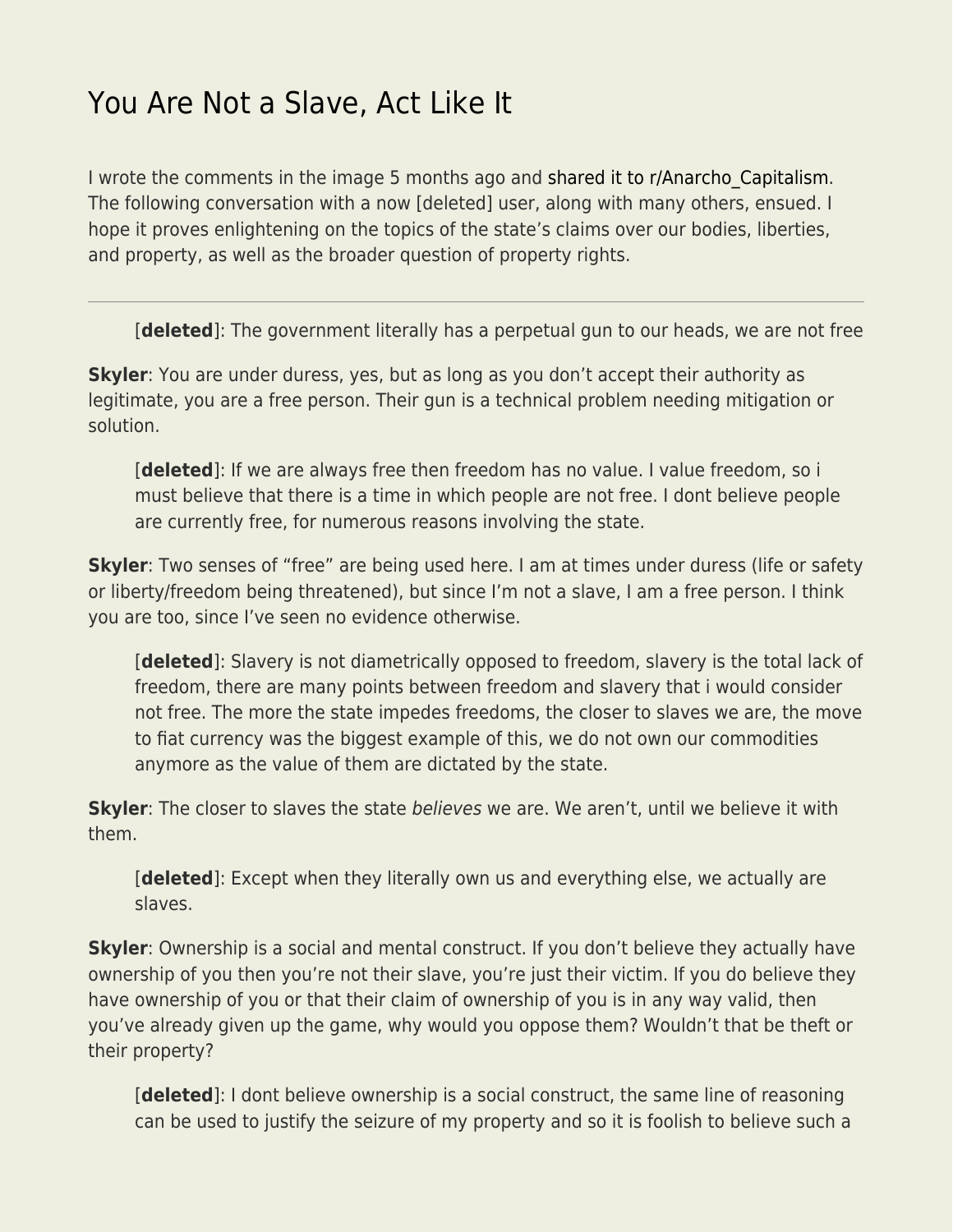# You Are Not a Slave, Act Like It

I wrote the comments in the image 5 months ago and shared it to r/Anarcho_Capitalism. The following conversation with a now [deleted] user, along with many others, ensued. I hope it proves enlightening on the topics of the state's claims over our bodies, liberties, and property, as well as the broader question of property rights.

---

> [**deleted**]: The government literally has a perpetual gun to our heads, we are not free

**Skyler**: You are under duress, yes, but as long as you don't accept their authority as legitimate, you are a free person. Their gun is a technical problem needing mitigation or solution.

> [**deleted**]: If we are always free then freedom has no value. I value freedom, so i must believe that there is a time in which people are not free. I dont believe people are currently free, for numerous reasons involving the state.

**Skyler**: Two senses of "free" are being used here. I am at times under duress (life or safety or liberty/freedom being threatened), but since I'm not a slave, I am a free person. I think you are too, since I've seen no evidence otherwise.

> [**deleted**]: Slavery is not diametrically opposed to freedom, slavery is the total lack of freedom, there are many points between freedom and slavery that i would consider not free. The more the state impedes freedoms, the closer to slaves we are, the move to fiat currency was the biggest example of this, we do not own our commodities anymore as the value of them are dictated by the state.

**Skyler**: The closer to slaves the state *believes* we are. We aren't, until we believe it with them.

> [**deleted**]: Except when they literally own us and everything else, we actually are slaves.

**Skyler**: Ownership is a social and mental construct. If you don't believe they actually have ownership of you then you're not their slave, you're just their victim. If you do believe they have ownership of you or that their claim of ownership of you is in any way valid, then you've already given up the game, why would you oppose them? Wouldn't that be theft or their property?

> [**deleted**]: I dont believe ownership is a social construct, the same line of reasoning can be used to justify the seizure of my property and so it is foolish to believe such a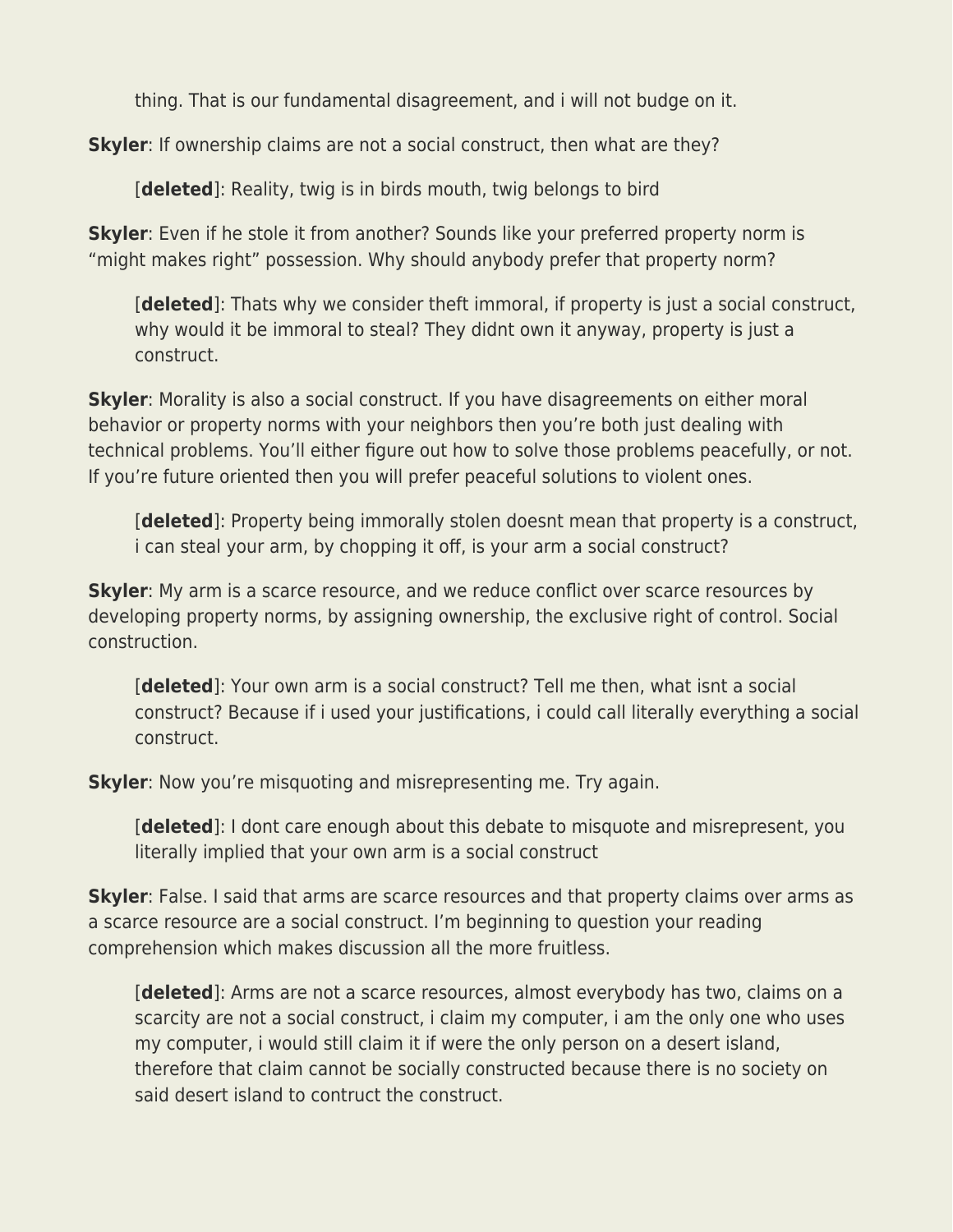thing. That is our fundamental disagreement, and i will not budge on it.

**Skyler**: If ownership claims are not a social construct, then what are they?

[**deleted**]: Reality, twig is in birds mouth, twig belongs to bird

**Skyler**: Even if he stole it from another? Sounds like your preferred property norm is "might makes right" possession. Why should anybody prefer that property norm?

[**deleted**]: Thats why we consider theft immoral, if property is just a social construct, why would it be immoral to steal? They didnt own it anyway, property is just a construct.

**Skyler**: Morality is also a social construct. If you have disagreements on either moral behavior or property norms with your neighbors then you're both just dealing with technical problems. You'll either figure out how to solve those problems peacefully, or not. If you're future oriented then you will prefer peaceful solutions to violent ones.

[**deleted**]: Property being immorally stolen doesnt mean that property is a construct, i can steal your arm, by chopping it off, is your arm a social construct?

**Skyler**: My arm is a scarce resource, and we reduce conflict over scarce resources by developing property norms, by assigning ownership, the exclusive right of control. Social construction.

[**deleted**]: Your own arm is a social construct? Tell me then, what isnt a social construct? Because if i used your justifications, i could call literally everything a social construct.

**Skyler**: Now you're misquoting and misrepresenting me. Try again.

[**deleted**]: I dont care enough about this debate to misquote and misrepresent, you literally implied that your own arm is a social construct

**Skyler**: False. I said that arms are scarce resources and that property claims over arms as a scarce resource are a social construct. I'm beginning to question your reading comprehension which makes discussion all the more fruitless.

[**deleted**]: Arms are not a scarce resources, almost everybody has two, claims on a scarcity are not a social construct, i claim my computer, i am the only one who uses my computer, i would still claim it if were the only person on a desert island, therefore that claim cannot be socially constructed because there is no society on said desert island to contruct the construct.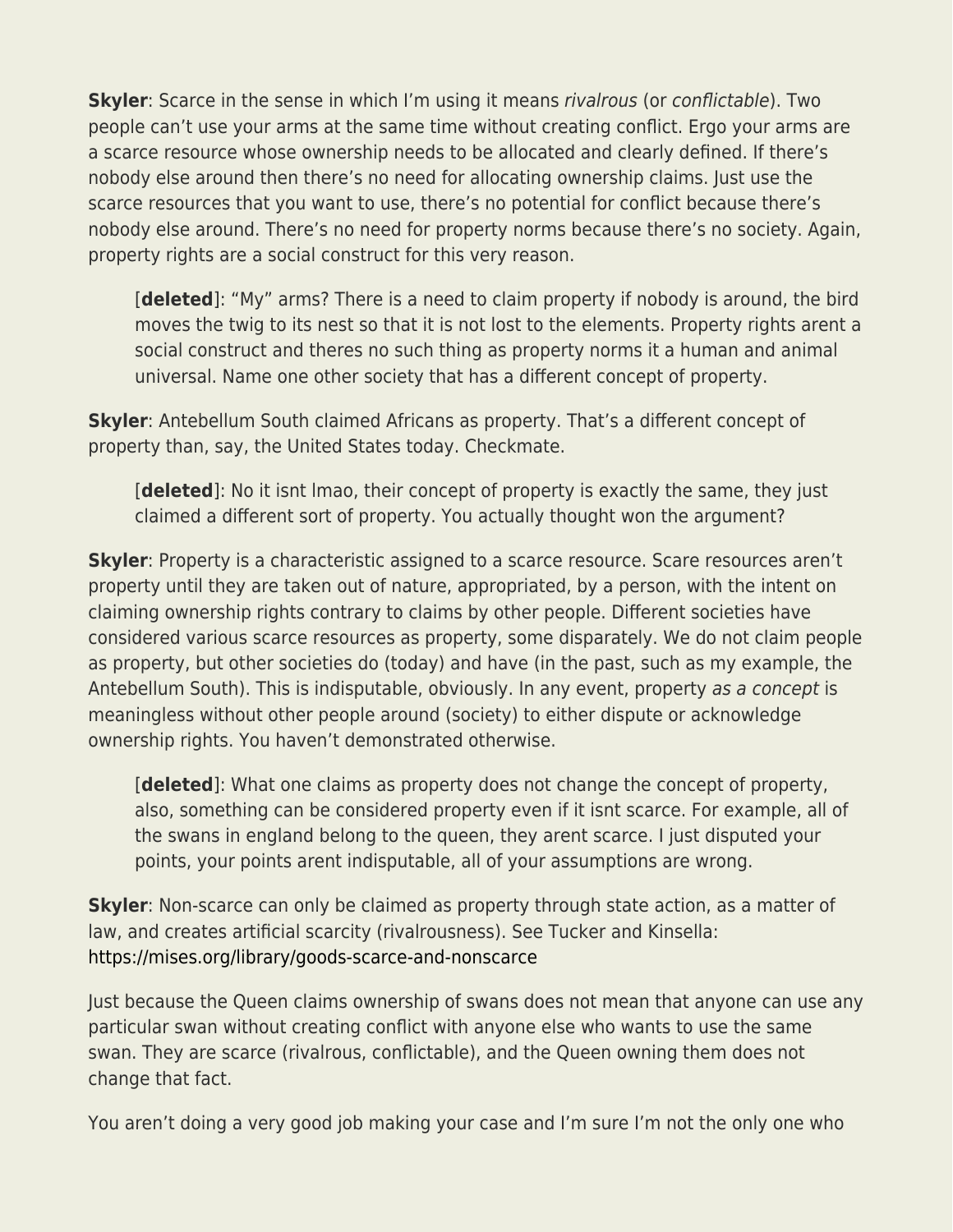**Skyler**: Scarce in the sense in which I'm using it means *rivalrous* (or *conflictable*). Two people can't use your arms at the same time without creating conflict. Ergo your arms are a scarce resource whose ownership needs to be allocated and clearly defined. If there's nobody else around then there's no need for allocating ownership claims. Just use the scarce resources that you want to use, there's no potential for conflict because there's nobody else around. There's no need for property norms because there's no society. Again, property rights are a social construct for this very reason.

> [**deleted**]: "My" arms? There is a need to claim property if nobody is around, the bird moves the twig to its nest so that it is not lost to the elements. Property rights arent a social construct and theres no such thing as property norms it a human and animal universal. Name one other society that has a different concept of property.

**Skyler**: Antebellum South claimed Africans as property. That's a different concept of property than, say, the United States today. Checkmate.

> [**deleted**]: No it isnt lmao, their concept of property is exactly the same, they just claimed a different sort of property. You actually thought won the argument?

**Skyler**: Property is a characteristic assigned to a scarce resource. Scare resources aren't property until they are taken out of nature, appropriated, by a person, with the intent on claiming ownership rights contrary to claims by other people. Different societies have considered various scarce resources as property, some disparately. We do not claim people as property, but other societies do (today) and have (in the past, such as my example, the Antebellum South). This is indisputable, obviously. In any event, property *as a concept* is meaningless without other people around (society) to either dispute or acknowledge ownership rights. You haven't demonstrated otherwise.

> [**deleted**]: What one claims as property does not change the concept of property, also, something can be considered property even if it isnt scarce. For example, all of the swans in england belong to the queen, they arent scarce. I just disputed your points, your points arent indisputable, all of your assumptions are wrong.

**Skyler**: Non-scarce can only be claimed as property through state action, as a matter of law, and creates artificial scarcity (rivalrousness). See Tucker and Kinsella: https://mises.org/library/goods-scarce-and-nonscarce

Just because the Queen claims ownership of swans does not mean that anyone can use any particular swan without creating conflict with anyone else who wants to use the same swan. They are scarce (rivalrous, conflictable), and the Queen owning them does not change that fact.

You aren't doing a very good job making your case and I'm sure I'm not the only one who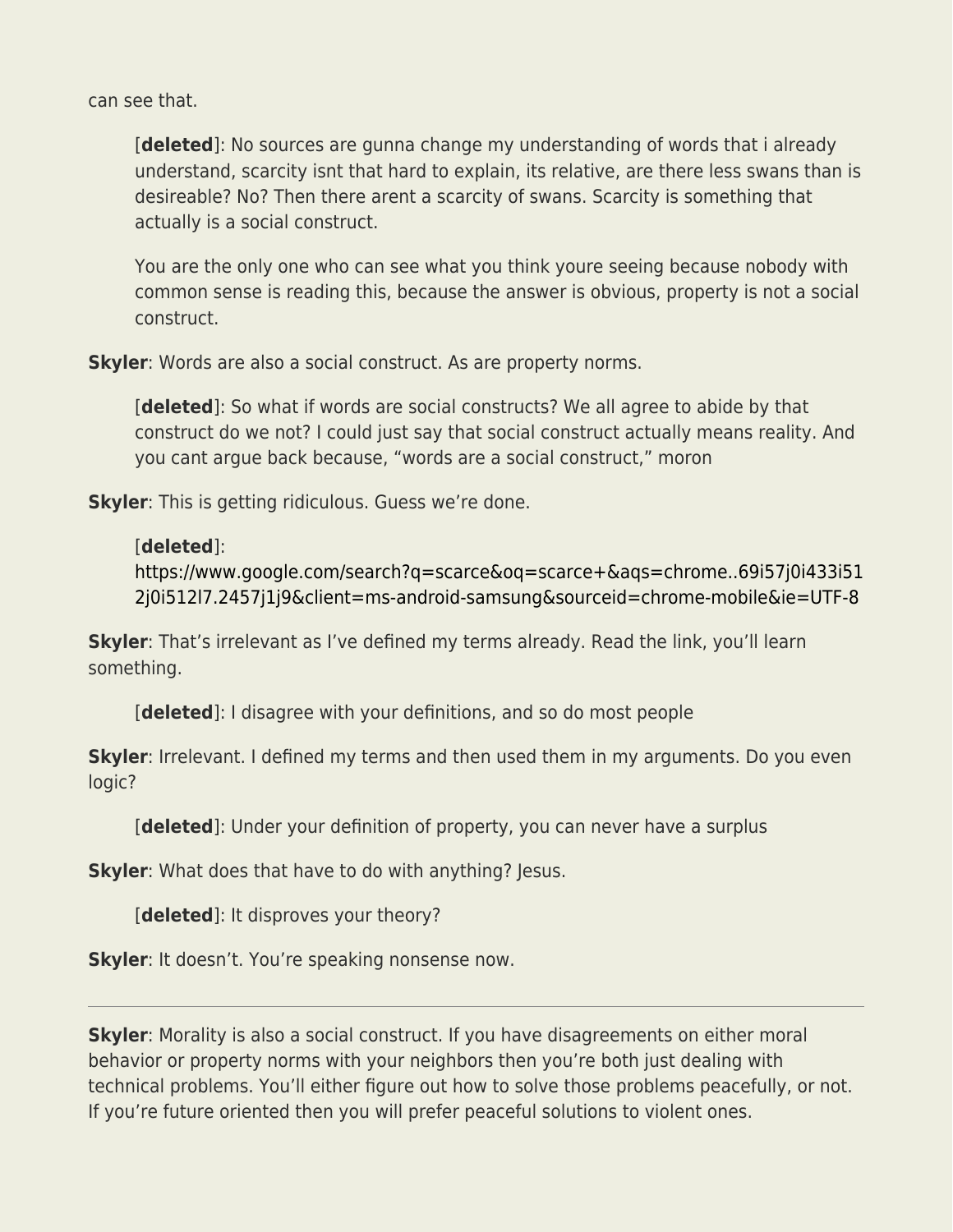can see that.

> [**deleted**]: No sources are gunna change my understanding of words that i already understand, scarcity isnt that hard to explain, its relative, are there less swans than is desireable? No? Then there arent a scarcity of swans. Scarcity is something that actually is a social construct.
>
> You are the only one who can see what you think youre seeing because nobody with common sense is reading this, because the answer is obvious, property is not a social construct.

**Skyler**: Words are also a social construct. As are property norms.

> [**deleted**]: So what if words are social constructs? We all agree to abide by that construct do we not? I could just say that social construct actually means reality. And you cant argue back because, "words are a social construct," moron

**Skyler**: This is getting ridiculous. Guess we're done.

> [**deleted**]: https://www.google.com/search?q=scarce&oq=scarce+&aqs=chrome..69i57j0i433i512j0i512l7.2457j1j9&client=ms-android-samsung&sourceid=chrome-mobile&ie=UTF-8

**Skyler**: That's irrelevant as I've defined my terms already. Read the link, you'll learn something.

> [**deleted**]: I disagree with your definitions, and so do most people

**Skyler**: Irrelevant. I defined my terms and then used them in my arguments. Do you even logic?

> [**deleted**]: Under your definition of property, you can never have a surplus

**Skyler**: What does that have to do with anything? Jesus.

> [**deleted**]: It disproves your theory?

**Skyler**: It doesn't. You're speaking nonsense now.

---

**Skyler**: Morality is also a social construct. If you have disagreements on either moral behavior or property norms with your neighbors then you're both just dealing with technical problems. You'll either figure out how to solve those problems peacefully, or not. If you're future oriented then you will prefer peaceful solutions to violent ones.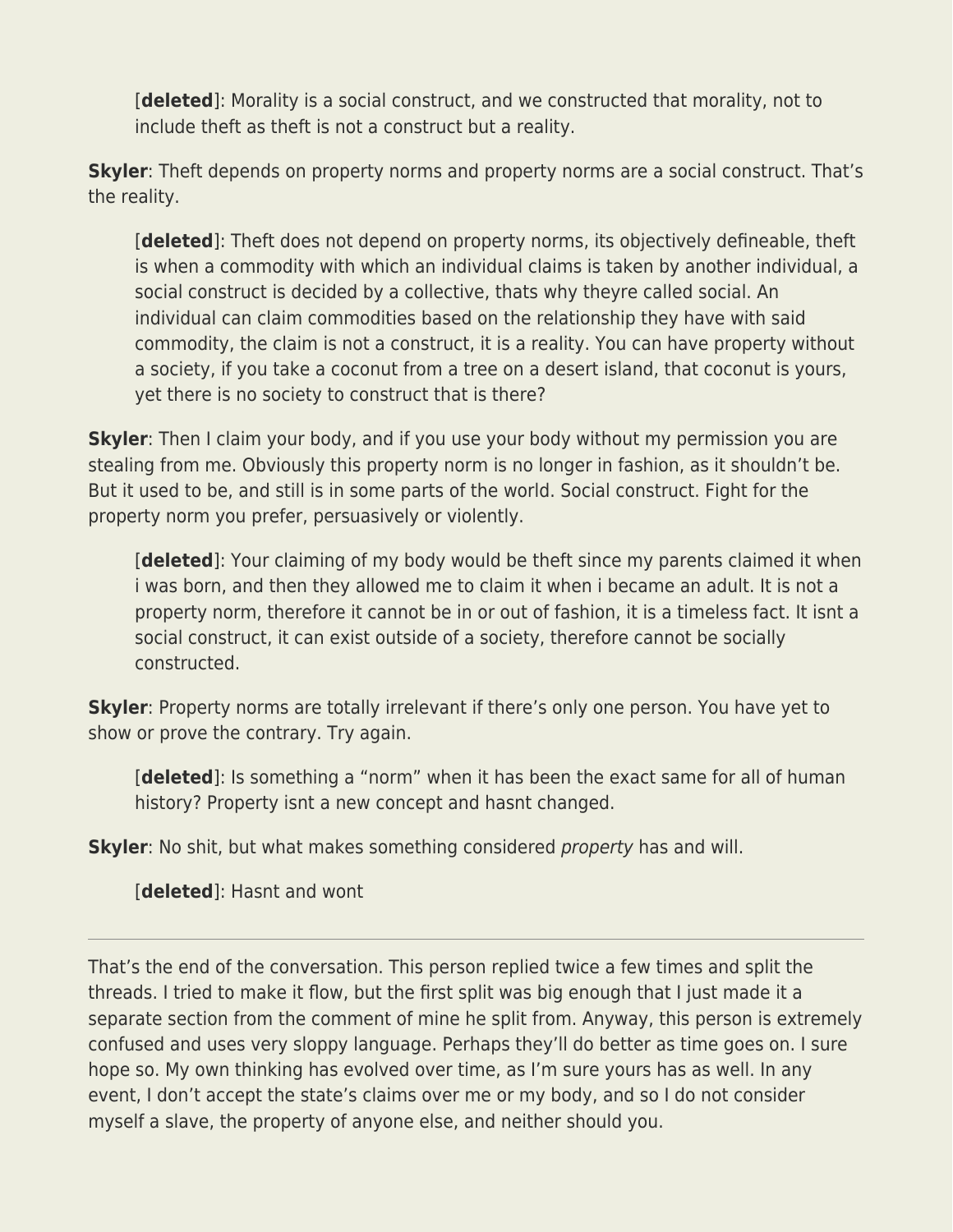> **[deleted]**: Morality is a social construct, and we constructed that morality, not to include theft as theft is not a construct but a reality.

**Skyler**: Theft depends on property norms and property norms are a social construct. That's the reality.

> **[deleted]**: Theft does not depend on property norms, its objectively defineable, theft is when a commodity with which an individual claims is taken by another individual, a social construct is decided by a collective, thats why theyre called social. An individual can claim commodities based on the relationship they have with said commodity, the claim is not a construct, it is a reality. You can have property without a society, if you take a coconut from a tree on a desert island, that coconut is yours, yet there is no society to construct that is there?

**Skyler**: Then I claim your body, and if you use your body without my permission you are stealing from me. Obviously this property norm is no longer in fashion, as it shouldn't be. But it used to be, and still is in some parts of the world. Social construct. Fight for the property norm you prefer, persuasively or violently.

> **[deleted]**: Your claiming of my body would be theft since my parents claimed it when i was born, and then they allowed me to claim it when i became an adult. It is not a property norm, therefore it cannot be in or out of fashion, it is a timeless fact. It isnt a social construct, it can exist outside of a society, therefore cannot be socially constructed.

**Skyler**: Property norms are totally irrelevant if there's only one person. You have yet to show or prove the contrary. Try again.

> **[deleted]**: Is something a "norm" when it has been the exact same for all of human history? Property isnt a new concept and hasnt changed.

**Skyler**: No shit, but what makes something considered *property* has and will.

> **[deleted]**: Hasnt and wont

---

That's the end of the conversation. This person replied twice a few times and split the threads. I tried to make it flow, but the first split was big enough that I just made it a separate section from the comment of mine he split from. Anyway, this person is extremely confused and uses very sloppy language. Perhaps they'll do better as time goes on. I sure hope so. My own thinking has evolved over time, as I'm sure yours has as well. In any event, I don't accept the state's claims over me or my body, and so I do not consider myself a slave, the property of anyone else, and neither should you.